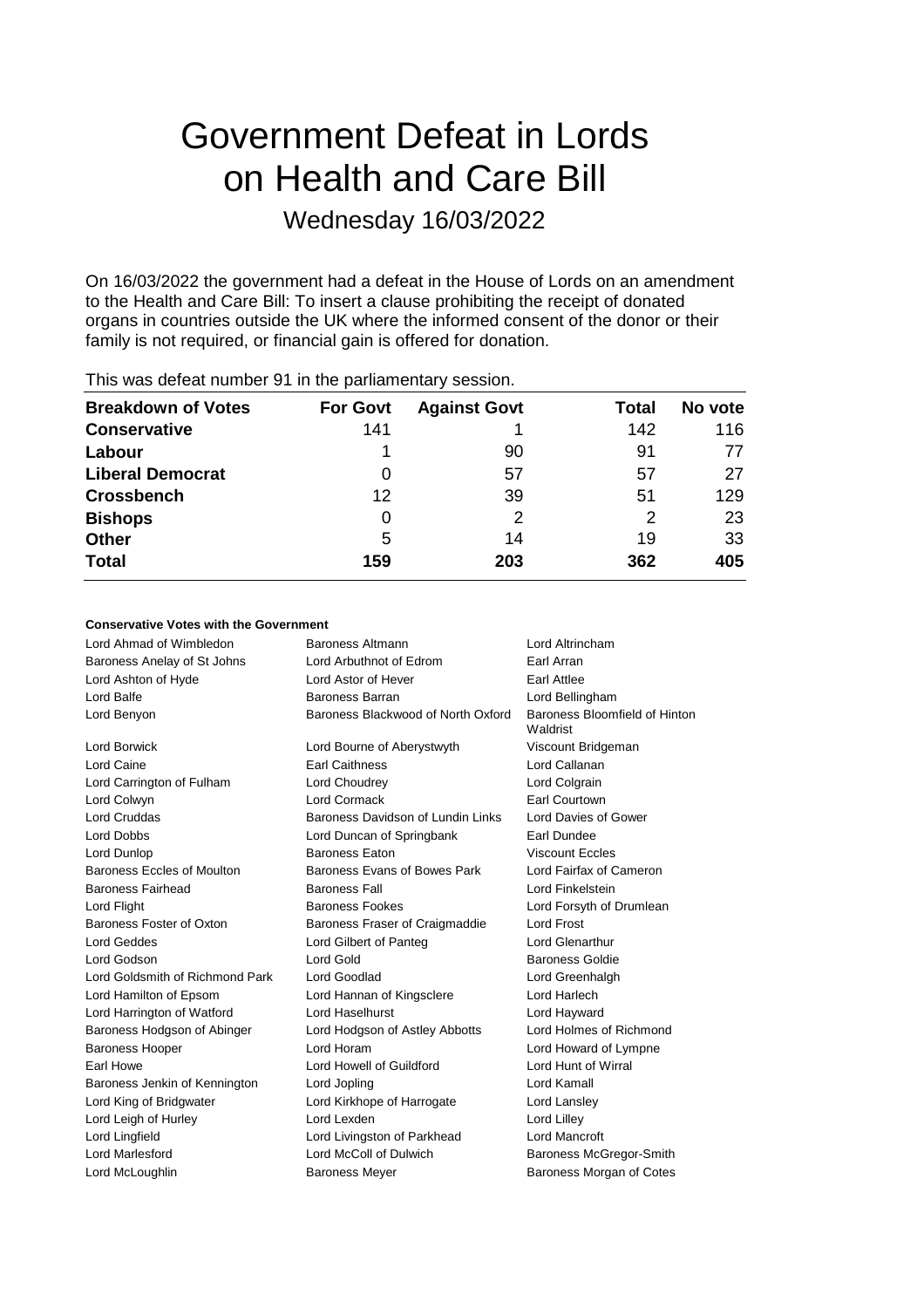# Government Defeat in Lords on Health and Care Bill

Wednesday 16/03/2022

On 16/03/2022 the government had a defeat in the House of Lords on an amendment to the Health and Care Bill: To insert a clause prohibiting the receipt of donated organs in countries outside the UK where the informed consent of the donor or their family is not required, or financial gain is offered for donation.

This was defeat number 91 in the parliamentary session.

| Breakdown of Votes | For Govt | Against Govt | Total | No vote |
|---|---|---|---|---|
| **Conservative** | 141 | 1 | 142 | 116 |
| **Labour** | 1 | 90 | 91 | 77 |
| **Liberal Democrat** | 0 | 57 | 57 | 27 |
| **Crossbench** | 12 | 39 | 51 | 129 |
| **Bishops** | 0 | 2 | 2 | 23 |
| **Other** | 5 | 14 | 19 | 33 |
| **Total** | **159** | **203** | **362** | **405** |

### Conservative Votes with the Government

| | | |
|---|---|---|
| Lord Ahmad of Wimbledon | Baroness Altmann | Lord Altrincham |
| Baroness Anelay of St Johns | Lord Arbuthnot of Edrom | Earl Arran |
| Lord Ashton of Hyde | Lord Astor of Hever | Earl Attlee |
| Lord Balfe | Baroness Barran | Lord Bellingham |
| Lord Benyon | Baroness Blackwood of North Oxford | Baroness Bloomfield of Hinton Waldrist |
| Lord Borwick | Lord Bourne of Aberystwyth | Viscount Bridgeman |
| Lord Caine | Earl Caithness | Lord Callanan |
| Lord Carrington of Fulham | Lord Choudrey | Lord Colgrain |
| Lord Colwyn | Lord Cormack | Earl Courtown |
| Lord Cruddas | Baroness Davidson of Lundin Links | Lord Davies of Gower |
| Lord Dobbs | Lord Duncan of Springbank | Earl Dundee |
| Lord Dunlop | Baroness Eaton | Viscount Eccles |
| Baroness Eccles of Moulton | Baroness Evans of Bowes Park | Lord Fairfax of Cameron |
| Baroness Fairhead | Baroness Fall | Lord Finkelstein |
| Lord Flight | Baroness Fookes | Lord Forsyth of Drumlean |
| Baroness Foster of Oxton | Baroness Fraser of Craigmaddie | Lord Frost |
| Lord Geddes | Lord Gilbert of Panteg | Lord Glenarthur |
| Lord Godson | Lord Gold | Baroness Goldie |
| Lord Goldsmith of Richmond Park | Lord Goodlad | Lord Greenhalgh |
| Lord Hamilton of Epsom | Lord Hannan of Kingsclere | Lord Harlech |
| Lord Harrington of Watford | Lord Haselhurst | Lord Hayward |
| Baroness Hodgson of Abinger | Lord Hodgson of Astley Abbotts | Lord Holmes of Richmond |
| Baroness Hooper | Lord Horam | Lord Howard of Lympne |
| Earl Howe | Lord Howell of Guildford | Lord Hunt of Wirral |
| Baroness Jenkin of Kennington | Lord Jopling | Lord Kamall |
| Lord King of Bridgwater | Lord Kirkhope of Harrogate | Lord Lansley |
| Lord Leigh of Hurley | Lord Lexden | Lord Lilley |
| Lord Lingfield | Lord Livingston of Parkhead | Lord Mancroft |
| Lord Marlesford | Lord McColl of Dulwich | Baroness McGregor-Smith |
| Lord McLoughlin | Baroness Meyer | Baroness Morgan of Cotes |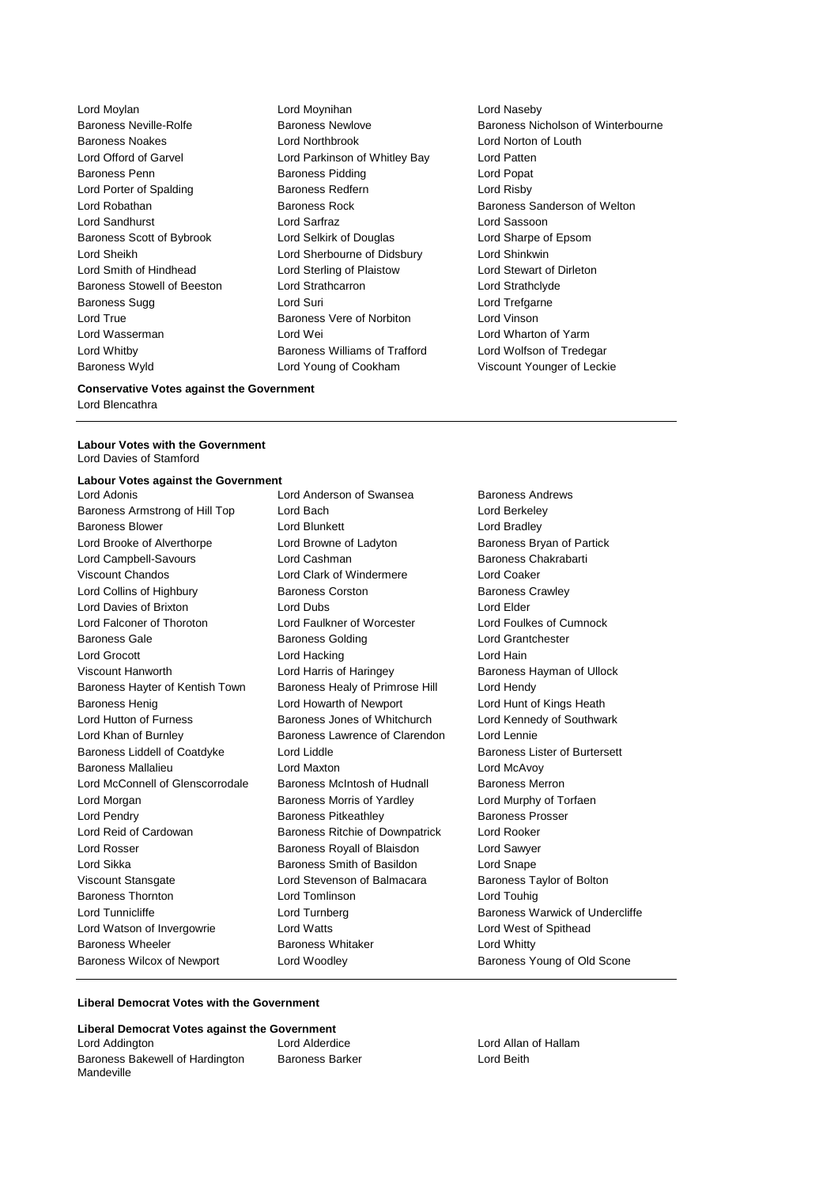Lord Moylan Lord Moynihan Lord Naseby
Baroness Neville-Rolfe Baroness Newlove Baroness Nicholson of Winterbourne
Baroness Noakes Lord Northbrook Lord Norton of Louth
Lord Offord of Garvel Lord Parkinson of Whitley Bay Lord Patten
Baroness Penn Baroness Pidding Lord Popat
Lord Porter of Spalding Baroness Redfern Lord Risby
Lord Robathan Baroness Rock Baroness Sanderson of Welton
Lord Sandhurst Lord Sarfraz Lord Sassoon
Baroness Scott of Bybrook Lord Selkirk of Douglas Lord Sharpe of Epsom
Lord Sheikh Lord Sherbourne of Didsbury Lord Shinkwin
Lord Smith of Hindhead Lord Sterling of Plaistow Lord Stewart of Dirleton
Baroness Stowell of Beeston Lord Strathcarron Lord Strathclyde
Baroness Sugg Lord Suri Lord Trefgarne
Lord True Baroness Vere of Norbiton Lord Vinson
Lord Wasserman Lord Wei Lord Wharton of Yarm
Lord Whitby Baroness Williams of Trafford Lord Wolfson of Tredegar
Baroness Wyld Lord Young of Cookham Viscount Younger of Leckie

**Conservative Votes against the Government**
Lord Blencathra

**Labour Votes with the Government**
Lord Davies of Stamford

**Labour Votes against the Government**
Lord Adonis Lord Anderson of Swansea Baroness Andrews
Baroness Armstrong of Hill Top Lord Bach Lord Berkeley
Baroness Blower Lord Blunkett Lord Bradley
Lord Brooke of Alverthorpe Lord Browne of Ladyton Baroness Bryan of Partick
Lord Campbell-Savours Lord Cashman Baroness Chakrabarti
Viscount Chandos Lord Clark of Windermere Lord Coaker
Lord Collins of Highbury Baroness Corston Baroness Crawley
Lord Davies of Brixton Lord Dubs Lord Elder
Lord Falconer of Thoroton Lord Faulkner of Worcester Lord Foulkes of Cumnock
Baroness Gale Baroness Golding Lord Grantchester
Lord Grocott Lord Hacking Lord Hain
Viscount Hanworth Lord Harris of Haringey Baroness Hayman of Ullock
Baroness Hayter of Kentish Town Baroness Healy of Primrose Hill Lord Hendy
Baroness Henig Lord Howarth of Newport Lord Hunt of Kings Heath
Lord Hutton of Furness Baroness Jones of Whitchurch Lord Kennedy of Southwark
Lord Khan of Burnley Baroness Lawrence of Clarendon Lord Lennie
Baroness Liddell of Coatdyke Lord Liddle Baroness Lister of Burtersett
Baroness Mallalieu Lord Maxton Lord McAvoy
Lord McConnell of Glenscorrodale Baroness McIntosh of Hudnall Baroness Merron
Lord Morgan Baroness Morris of Yardley Lord Murphy of Torfaen
Lord Pendry Baroness Pitkeathley Baroness Prosser
Lord Reid of Cardowan Baroness Ritchie of Downpatrick Lord Rooker
Lord Rosser Baroness Royall of Blaisdon Lord Sawyer
Lord Sikka Baroness Smith of Basildon Lord Snape
Viscount Stansgate Lord Stevenson of Balmacara Baroness Taylor of Bolton
Baroness Thornton Lord Tomlinson Lord Touhig
Lord Tunnicliffe Lord Turnberg Baroness Warwick of Undercliffe
Lord Watson of Invergowrie Lord Watts Lord West of Spithead
Baroness Wheeler Baroness Whitaker Lord Whitty
Baroness Wilcox of Newport Lord Woodley Baroness Young of Old Scone

**Liberal Democrat Votes with the Government**

**Liberal Democrat Votes against the Government**
Lord Addington Lord Alderdice Lord Allan of Hallam
Baroness Bakewell of Hardington Mandeville Baroness Barker Lord Beith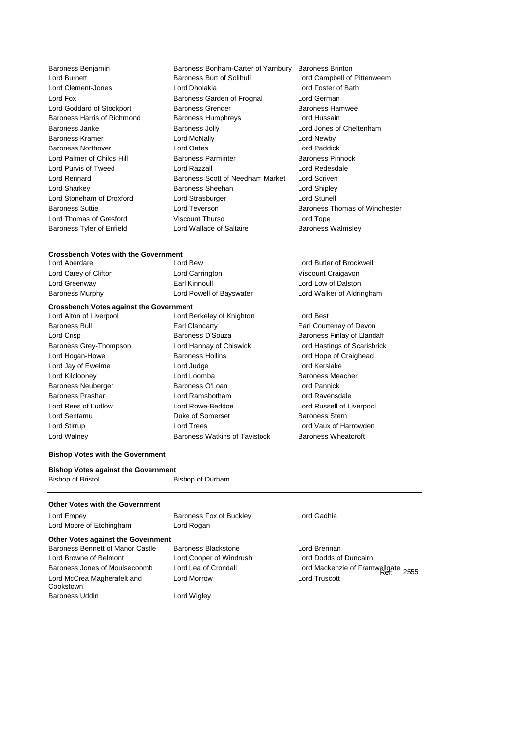| | | |
|---|---|---|
| Baroness Benjamin | Baroness Bonham-Carter of Yarnbury | Baroness Brinton |
| Lord Burnett | Baroness Burt of Solihull | Lord Campbell of Pittenweem |
| Lord Clement-Jones | Lord Dholakia | Lord Foster of Bath |
| Lord Fox | Baroness Garden of Frognal | Lord German |
| Lord Goddard of Stockport | Baroness Grender | Baroness Hamwee |
| Baroness Harris of Richmond | Baroness Humphreys | Lord Hussain |
| Baroness Janke | Baroness Jolly | Lord Jones of Cheltenham |
| Baroness Kramer | Lord McNally | Lord Newby |
| Baroness Northover | Lord Oates | Lord Paddick |
| Lord Palmer of Childs Hill | Baroness Parminter | Baroness Pinnock |
| Lord Purvis of Tweed | Lord Razzall | Lord Redesdale |
| Lord Rennard | Baroness Scott of Needham Market | Lord Scriven |
| Lord Sharkey | Baroness Sheehan | Lord Shipley |
| Lord Stoneham of Droxford | Lord Strasburger | Lord Stunell |
| Baroness Suttie | Lord Teverson | Baroness Thomas of Winchester |
| Lord Thomas of Gresford | Viscount Thurso | Lord Tope |
| Baroness Tyler of Enfield | Lord Wallace of Saltaire | Baroness Walmsley |

**Crossbench Votes with the Government**

| | | |
|---|---|---|
| Lord Aberdare | Lord Bew | Lord Butler of Brockwell |
| Lord Carey of Clifton | Lord Carrington | Viscount Craigavon |
| Lord Greenway | Earl Kinnoull | Lord Low of Dalston |
| Baroness Murphy | Lord Powell of Bayswater | Lord Walker of Aldringham |

**Crossbench Votes against the Government**

| | | |
|---|---|---|
| Lord Alton of Liverpool | Lord Berkeley of Knighton | Lord Best |
| Baroness Bull | Earl Clancarty | Earl Courtenay of Devon |
| Lord Crisp | Baroness D'Souza | Baroness Finlay of Llandaff |
| Baroness Grey-Thompson | Lord Hannay of Chiswick | Lord Hastings of Scarisbrick |
| Lord Hogan-Howe | Baroness Hollins | Lord Hope of Craighead |
| Lord Jay of Ewelme | Lord Judge | Lord Kerslake |
| Lord Kilclooney | Lord Loomba | Baroness Meacher |
| Baroness Neuberger | Baroness O'Loan | Lord Pannick |
| Baroness Prashar | Lord Ramsbotham | Lord Ravensdale |
| Lord Rees of Ludlow | Lord Rowe-Beddoe | Lord Russell of Liverpool |
| Lord Sentamu | Duke of Somerset | Baroness Stern |
| Lord Stirrup | Lord Trees | Lord Vaux of Harrowden |
| Lord Walney | Baroness Watkins of Tavistock | Baroness Wheatcroft |

**Bishop Votes with the Government**

**Bishop Votes against the Government**

| | |
|---|---|
| Bishop of Bristol | Bishop of Durham |

**Other Votes with the Government**

| | | |
|---|---|---|
| Lord Empey | Baroness Fox of Buckley | Lord Gadhia |
| Lord Moore of Etchingham | Lord Rogan | |

**Other Votes against the Government**

| | | |
|---|---|---|
| Baroness Bennett of Manor Castle | Baroness Blackstone | Lord Brennan |
| Lord Browne of Belmont | Lord Cooper of Windrush | Lord Dodds of Duncairn |
| Baroness Jones of Moulsecoomb | Lord Lea of Crondall | Lord Mackenzie of Framwellgate |
| Lord McCrea Magherafelt and Cookstown | Lord Morrow | Lord Truscott |
| Baroness Uddin | Lord Wigley | |

Ref: 2555